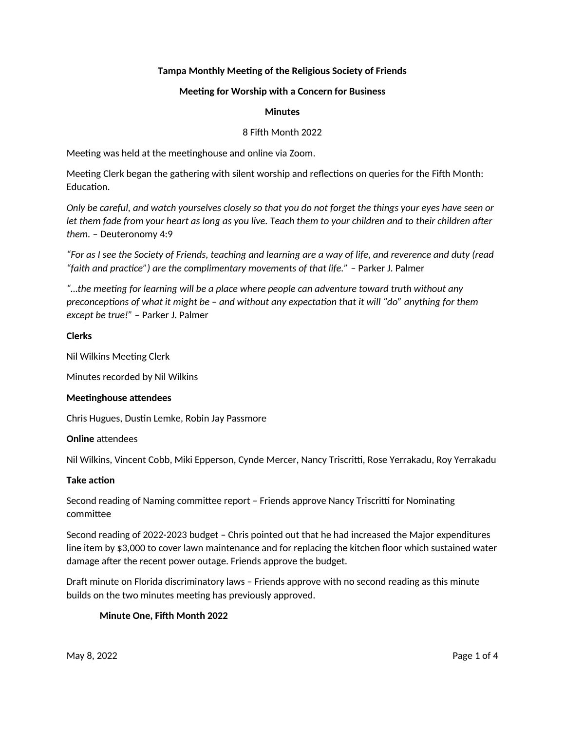**Tampa Monthly Meeting of the Religious Society of Friends**

**Meeting for Worship with a Concern for Business**

**Minutes**

8 Fifth Month 2022

Meeting was held at the meetinghouse and online via Zoom.

Meeting Clerk began the gathering with silent worship and reflections on queries for the Fifth Month: Education.

*Only be careful, and watch yourselves closely so that you do not forget the things your eyes have seen or let them fade from your heart as long as you live. Teach them to your children and to their children after them.* – Deuteronomy 4:9

*"For as I see the Society of Friends, teaching and learning are a way of life, and reverence and duty (read "faith and practice") are the complimentary movements of that life."* – Parker J. Palmer

*"…the meeting for learning will be a place where people can adventure toward truth without any preconceptions of what it might be – and without any expectation that it will "do" anything for them except be true!"* – Parker J. Palmer

**Clerks**

Nil Wilkins Meeting Clerk

Minutes recorded by Nil Wilkins

**Meetinghouse attendees**

Chris Hugues, Dustin Lemke, Robin Jay Passmore

**Online** attendees

Nil Wilkins, Vincent Cobb, Miki Epperson, Cynde Mercer, Nancy Triscritti, Rose Yerrakadu, Roy Yerrakadu

**Take action**

Second reading of Naming committee report – Friends approve Nancy Triscritti for Nominating committee

Second reading of 2022-2023 budget – Chris pointed out that he had increased the Major expenditures line item by $3,000 to cover lawn maintenance and for replacing the kitchen floor which sustained water damage after the recent power outage. Friends approve the budget.

Draft minute on Florida discriminatory laws – Friends approve with no second reading as this minute builds on the two minutes meeting has previously approved.

**Minute One, Fifth Month 2022**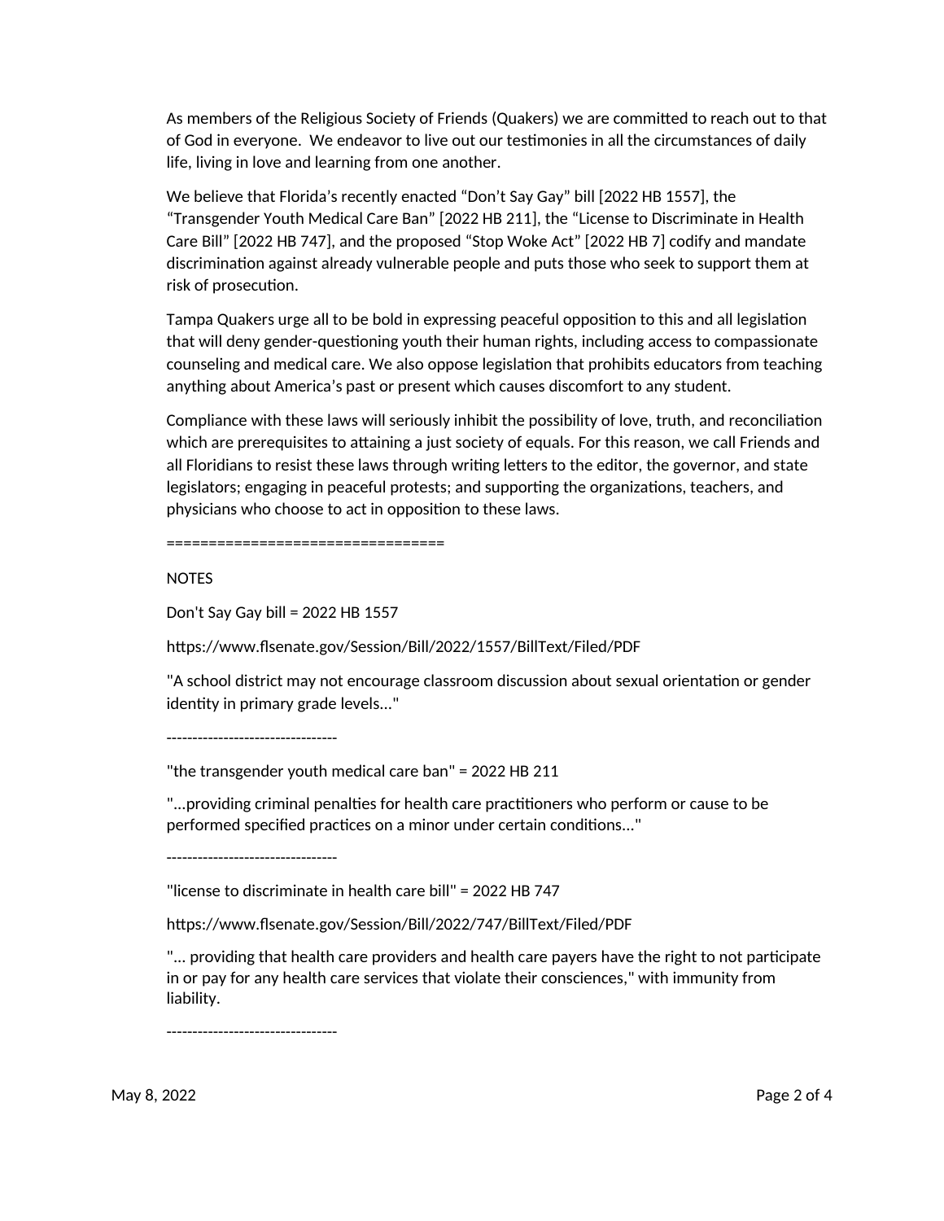As members of the Religious Society of Friends (Quakers) we are committed to reach out to that of God in everyone. We endeavor to live out our testimonies in all the circumstances of daily life, living in love and learning from one another.

We believe that Florida's recently enacted "Don't Say Gay" bill [2022 HB 1557], the "Transgender Youth Medical Care Ban" [2022 HB 211], the "License to Discriminate in Health Care Bill" [2022 HB 747], and the proposed "Stop Woke Act" [2022 HB 7] codify and mandate discrimination against already vulnerable people and puts those who seek to support them at risk of prosecution.

Tampa Quakers urge all to be bold in expressing peaceful opposition to this and all legislation that will deny gender-questioning youth their human rights, including access to compassionate counseling and medical care. We also oppose legislation that prohibits educators from teaching anything about America's past or present which causes discomfort to any student.

Compliance with these laws will seriously inhibit the possibility of love, truth, and reconciliation which are prerequisites to attaining a just society of equals. For this reason, we call Friends and all Floridians to resist these laws through writing letters to the editor, the governor, and state legislators; engaging in peaceful protests; and supporting the organizations, teachers, and physicians who choose to act in opposition to these laws.

================================

NOTES

Don't Say Gay bill = 2022 HB 1557

https://www.flsenate.gov/Session/Bill/2022/1557/BillText/Filed/PDF

"A school district may not encourage classroom discussion about sexual orientation or gender identity in primary grade levels..."

---------------------------------

"the transgender youth medical care ban" = 2022 HB 211

"...providing criminal penalties for health care practitioners who perform or cause to be performed specified practices on a minor under certain conditions..."

---------------------------------

"license to discriminate in health care bill" = 2022 HB 747

https://www.flsenate.gov/Session/Bill/2022/747/BillText/Filed/PDF

"... providing that health care providers and health care payers have the right to not participate in or pay for any health care services that violate their consciences," with immunity from liability.

---------------------------------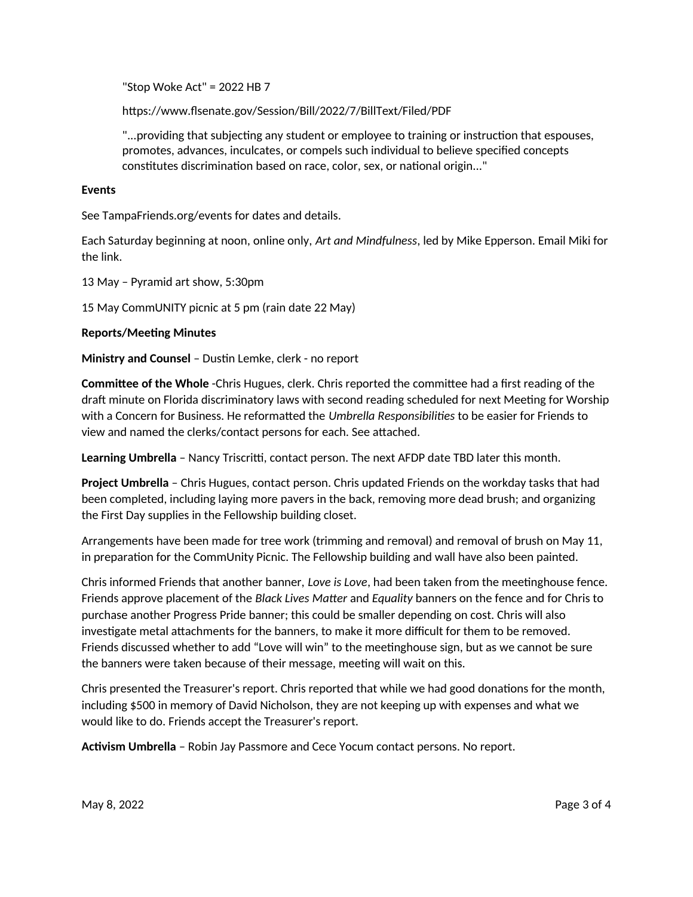"Stop Woke Act" = 2022 HB 7

https://www.flsenate.gov/Session/Bill/2022/7/BillText/Filed/PDF

"...providing that subjecting any student or employee to training or instruction that espouses, promotes, advances, inculcates, or compels such individual to believe specified concepts constitutes discrimination based on race, color, sex, or national origin..."

**Events**

See TampaFriends.org/events for dates and details.

Each Saturday beginning at noon, online only, *Art and Mindfulness*, led by Mike Epperson. Email Miki for the link.

13 May – Pyramid art show, 5:30pm

15 May CommUNITY picnic at 5 pm (rain date 22 May)

**Reports/Meeting Minutes**

**Ministry and Counsel** – Dustin Lemke, clerk - no report

**Committee of the Whole** -Chris Hugues, clerk. Chris reported the committee had a first reading of the draft minute on Florida discriminatory laws with second reading scheduled for next Meeting for Worship with a Concern for Business. He reformatted the *Umbrella Responsibilities* to be easier for Friends to view and named the clerks/contact persons for each. See attached.

**Learning Umbrella** – Nancy Triscritti, contact person. The next AFDP date TBD later this month.

**Project Umbrella** – Chris Hugues, contact person. Chris updated Friends on the workday tasks that had been completed, including laying more pavers in the back, removing more dead brush; and organizing the First Day supplies in the Fellowship building closet.

Arrangements have been made for tree work (trimming and removal) and removal of brush on May 11, in preparation for the CommUnity Picnic. The Fellowship building and wall have also been painted.

Chris informed Friends that another banner, *Love is Love*, had been taken from the meetinghouse fence. Friends approve placement of the *Black Lives Matter* and *Equality* banners on the fence and for Chris to purchase another Progress Pride banner; this could be smaller depending on cost. Chris will also investigate metal attachments for the banners, to make it more difficult for them to be removed. Friends discussed whether to add "Love will win" to the meetinghouse sign, but as we cannot be sure the banners were taken because of their message, meeting will wait on this.

Chris presented the Treasurer's report. Chris reported that while we had good donations for the month, including $500 in memory of David Nicholson, they are not keeping up with expenses and what we would like to do. Friends accept the Treasurer's report.

**Activism Umbrella** – Robin Jay Passmore and Cece Yocum contact persons. No report.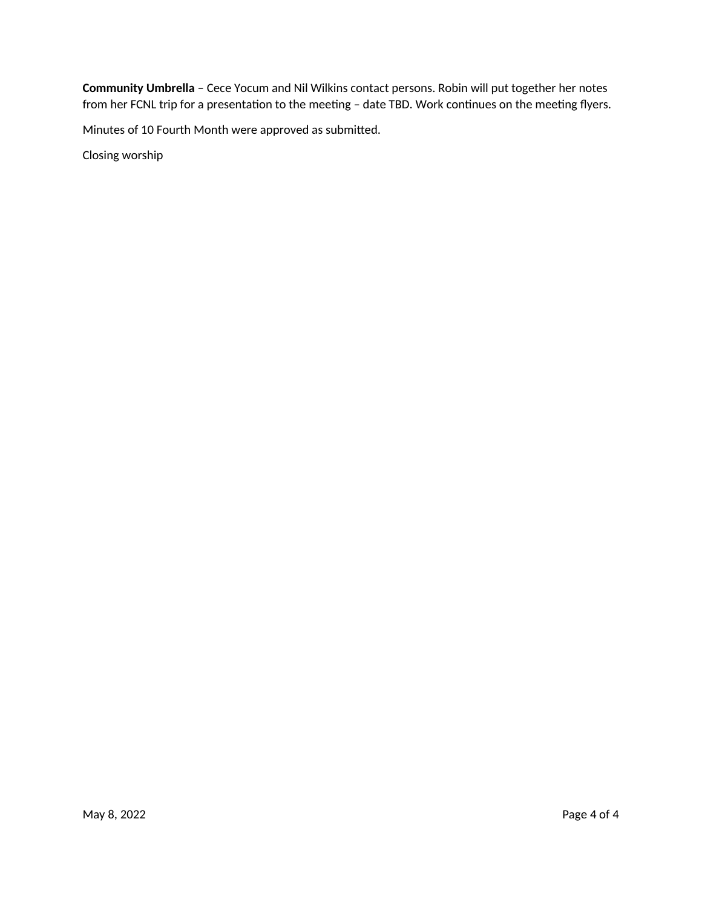**Community Umbrella** – Cece Yocum and Nil Wilkins contact persons. Robin will put together her notes from her FCNL trip for a presentation to the meeting – date TBD. Work continues on the meeting flyers.

Minutes of 10 Fourth Month were approved as submitted.

Closing worship